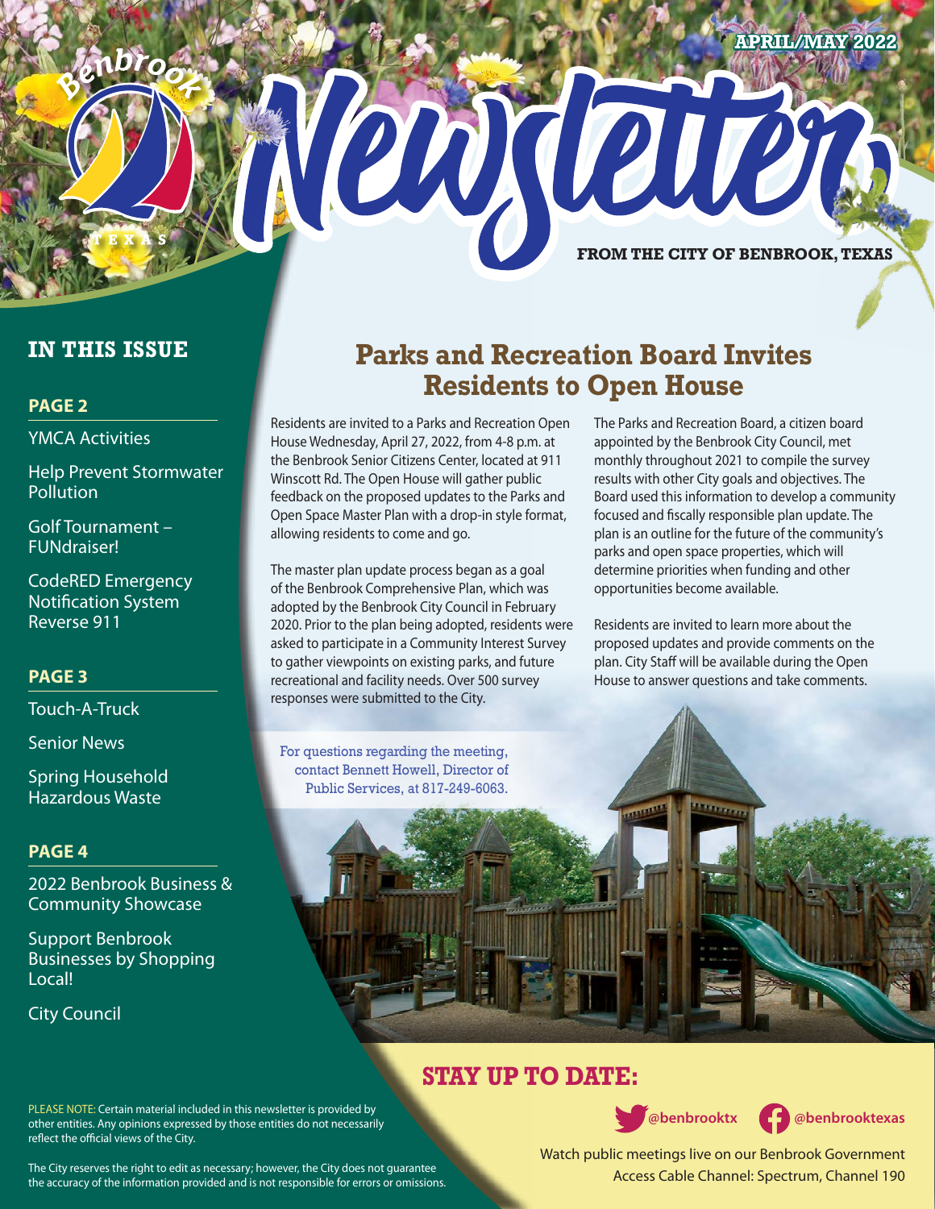APRIL/MAY 2022

# Newsletter

FROM THE CITY OF BENBROOK, TEXAS

## IN THIS ISSUE

**PAGE 2**

- YMCA Activities
- Help Prevent Stormwater Pollution
- Golf Tournament – FUNdraiser!
- CodeRED Emergency Notification System Reverse 911

**PAGE 3**

- Touch-A-Truck
- Senior News
- Spring Household Hazardous Waste

**PAGE 4**

- 2022 Benbrook Business & Community Showcase
- Support Benbrook Businesses by Shopping Local!
- City Council

## Parks and Recreation Board Invites Residents to Open House

Residents are invited to a Parks and Recreation Open House Wednesday, April 27, 2022, from 4-8 p.m. at the Benbrook Senior Citizens Center, located at 911 Winscott Rd. The Open House will gather public feedback on the proposed updates to the Parks and Open Space Master Plan with a drop-in style format, allowing residents to come and go.

The master plan update process began as a goal of the Benbrook Comprehensive Plan, which was adopted by the Benbrook City Council in February 2020. Prior to the plan being adopted, residents were asked to participate in a Community Interest Survey to gather viewpoints on existing parks, and future recreational and facility needs. Over 500 survey responses were submitted to the City.

The Parks and Recreation Board, a citizen board appointed by the Benbrook City Council, met monthly throughout 2021 to compile the survey results with other City goals and objectives. The Board used this information to develop a community focused and fiscally responsible plan update. The plan is an outline for the future of the community's parks and open space properties, which will determine priorities when funding and other opportunities become available.

Residents are invited to learn more about the proposed updates and provide comments on the plan. City Staff will be available during the Open House to answer questions and take comments.

For questions regarding the meeting, contact Bennett Howell, Director of Public Services, at 817-249-6063.

## STAY UP TO DATE:

@benbrooktx @benbrooktexas

Watch public meetings live on our Benbrook Government Access Cable Channel: Spectrum, Channel 190

PLEASE NOTE: Certain material included in this newsletter is provided by other entities. Any opinions expressed by those entities do not necessarily reflect the official views of the City.

The City reserves the right to edit as necessary; however, the City does not guarantee the accuracy of the information provided and is not responsible for errors or omissions.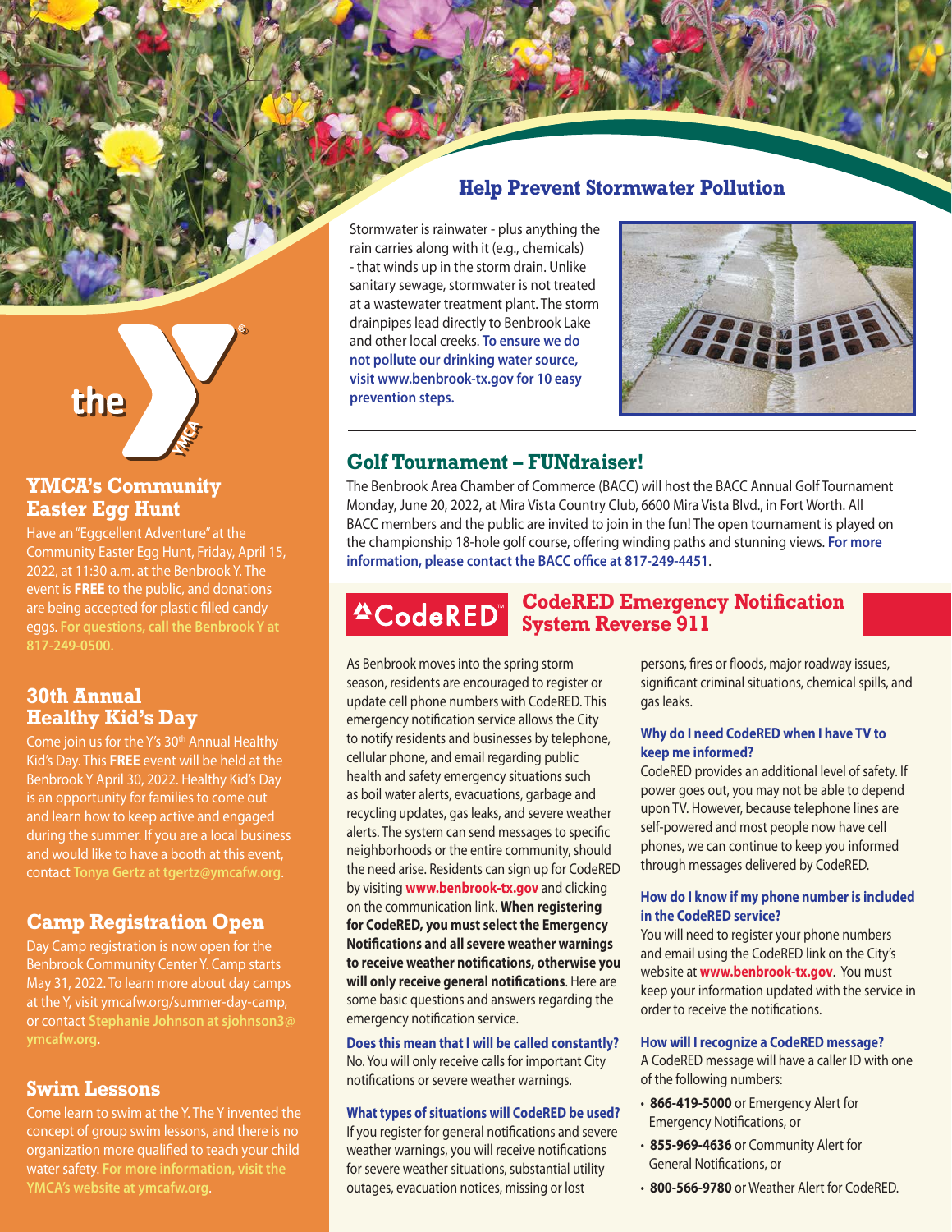## Help Prevent Stormwater Pollution

Stormwater is rainwater - plus anything the rain carries along with it (e.g., chemicals) - that winds up in the storm drain. Unlike sanitary sewage, stormwater is not treated at a wastewater treatment plant. The storm drainpipes lead directly to Benbrook Lake and other local creeks. **To ensure we do not pollute our drinking water source, visit www.benbrook-tx.gov for 10 easy prevention steps.**

## Golf Tournament – FUNdraiser!

The Benbrook Area Chamber of Commerce (BACC) will host the BACC Annual Golf Tournament Monday, June 20, 2022, at Mira Vista Country Club, 6600 Mira Vista Blvd., in Fort Worth. All BACC members and the public are invited to join in the fun! The open tournament is played on the championship 18-hole golf course, offering winding paths and stunning views. **For more information, please contact the BACC office at 817-249-4451**.

## CodeRED Emergency Notification System Reverse 911

As Benbrook moves into the spring storm season, residents are encouraged to register or update cell phone numbers with CodeRED. This emergency notification service allows the City to notify residents and businesses by telephone, cellular phone, and email regarding public health and safety emergency situations such as boil water alerts, evacuations, garbage and recycling updates, gas leaks, and severe weather alerts. The system can send messages to specific neighborhoods or the entire community, should the need arise. Residents can sign up for CodeRED by visiting **www.benbrook-tx.gov** and clicking on the communication link. **When registering for CodeRED, you must select the Emergency Notifications and all severe weather warnings to receive weather notifications, otherwise you will only receive general notifications**. Here are some basic questions and answers regarding the emergency notification service.

**Does this mean that I will be called constantly?**
No. You will only receive calls for important City notifications or severe weather warnings.

**What types of situations will CodeRED be used?**
If you register for general notifications and severe weather warnings, you will receive notifications for severe weather situations, substantial utility outages, evacuation notices, missing or lost persons, fires or floods, major roadway issues, significant criminal situations, chemical spills, and gas leaks.

**Why do I need CodeRED when I have TV to keep me informed?**
CodeRED provides an additional level of safety. If power goes out, you may not be able to depend upon TV. However, because telephone lines are self-powered and most people now have cell phones, we can continue to keep you informed through messages delivered by CodeRED.

**How do I know if my phone number is included in the CodeRED service?**
You will need to register your phone numbers and email using the CodeRED link on the City's website at **www.benbrook-tx.gov**. You must keep your information updated with the service in order to receive the notifications.

**How will I recognize a CodeRED message?**
A CodeRED message will have a caller ID with one of the following numbers:

- **866-419-5000** or Emergency Alert for Emergency Notifications, or
- **855-969-4636** or Community Alert for General Notifications, or
- **800-566-9780** or Weather Alert for CodeRED.

## YMCA's Community Easter Egg Hunt

Have an "Eggcellent Adventure" at the Community Easter Egg Hunt, Friday, April 15, 2022, at 11:30 a.m. at the Benbrook Y. The event is **FREE** to the public, and donations are being accepted for plastic filled candy eggs. **For questions, call the Benbrook Y at 817-249-0500.**

## 30th Annual Healthy Kid's Day

Come join us for the Y's 30th Annual Healthy Kid's Day. This **FREE** event will be held at the Benbrook Y April 30, 2022. Healthy Kid's Day is an opportunity for families to come out and learn how to keep active and engaged during the summer. If you are a local business and would like to have a booth at this event, contact **Tonya Gertz at tgertz@ymcafw.org.**

## Camp Registration Open

Day Camp registration is now open for the Benbrook Community Center Y. Camp starts May 31, 2022. To learn more about day camps at the Y, visit ymcafw.org/summer-day-camp, or contact **Stephanie Johnson at sjohnson3@ymcafw.org.**

## Swim Lessons

Come learn to swim at the Y. The Y invented the concept of group swim lessons, and there is no organization more qualified to teach your child water safety. **For more information, visit the YMCA's website at ymcafw.org.**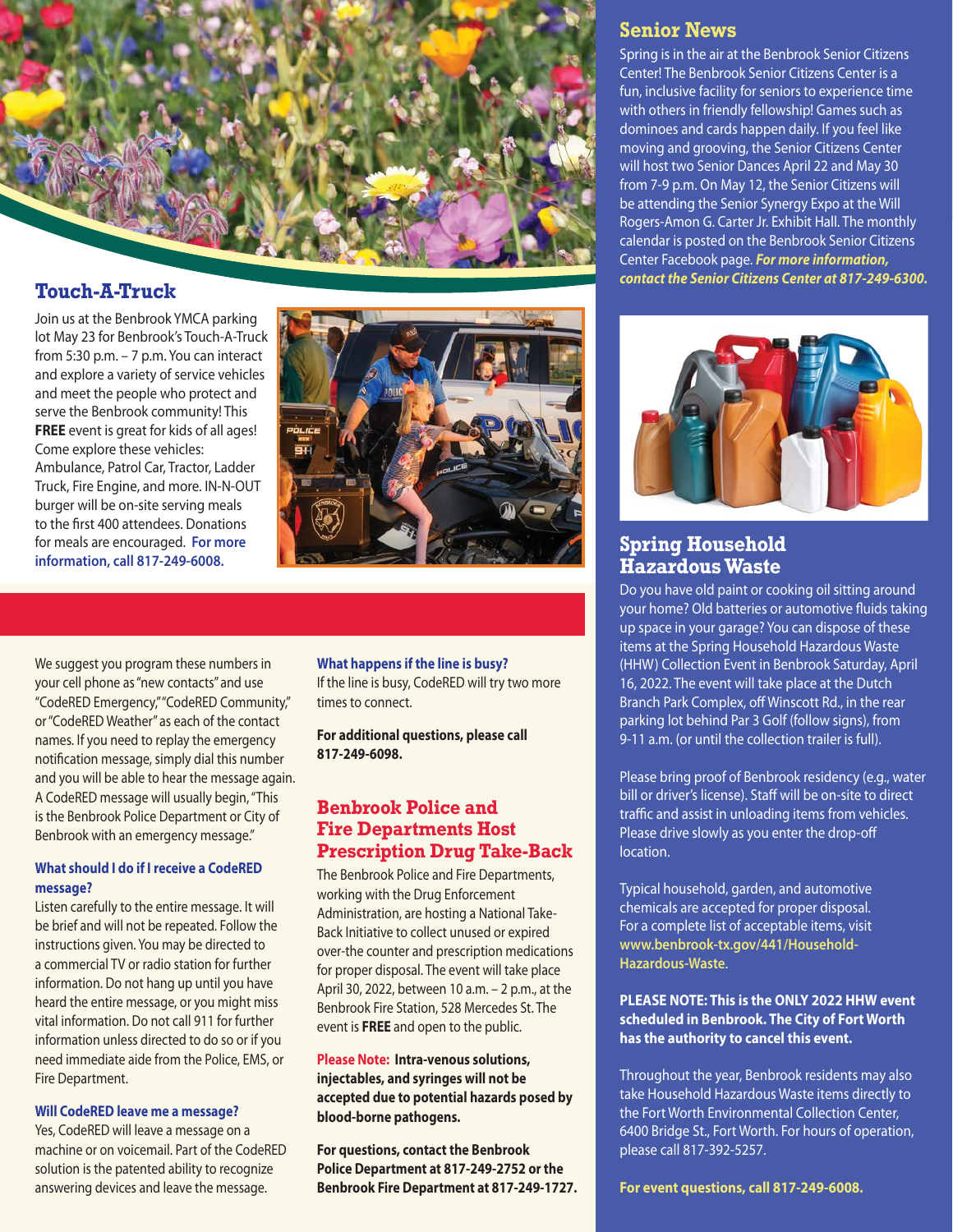## Touch-A-Truck

Join us at the Benbrook YMCA parking lot May 23 for Benbrook's Touch-A-Truck from 5:30 p.m. – 7 p.m. You can interact and explore a variety of service vehicles and meet the people who protect and serve the Benbrook community! This **FREE** event is great for kids of all ages! Come explore these vehicles: Ambulance, Patrol Car, Tractor, Ladder Truck, Fire Engine, and more. IN-N-OUT burger will be on-site serving meals to the first 400 attendees. Donations for meals are encouraged. **For more information, call 817-249-6008.**

We suggest you program these numbers in your cell phone as "new contacts" and use "CodeRED Emergency," "CodeRED Community," or "CodeRED Weather" as each of the contact names. If you need to replay the emergency notification message, simply dial this number and you will be able to hear the message again. A CodeRED message will usually begin, "This is the Benbrook Police Department or City of Benbrook with an emergency message."

**What should I do if I receive a CodeRED message?**

Listen carefully to the entire message. It will be brief and will not be repeated. Follow the instructions given. You may be directed to a commercial TV or radio station for further information. Do not hang up until you have heard the entire message, or you might miss vital information. Do not call 911 for further information unless directed to do so or if you need immediate aide from the Police, EMS, or Fire Department.

**Will CodeRED leave me a message?**

Yes, CodeRED will leave a message on a machine or on voicemail. Part of the CodeRED solution is the patented ability to recognize answering devices and leave the message.

**What happens if the line is busy?**

If the line is busy, CodeRED will try two more times to connect.

**For additional questions, please call 817-249-6098.**

## Benbrook Police and Fire Departments Host Prescription Drug Take-Back

The Benbrook Police and Fire Departments, working with the Drug Enforcement Administration, are hosting a National Take-Back Initiative to collect unused or expired over-the counter and prescription medications for proper disposal. The event will take place April 30, 2022, between 10 a.m. – 2 p.m., at the Benbrook Fire Station, 528 Mercedes St. The event is **FREE** and open to the public.

**Please Note: Intra-venous solutions, injectables, and syringes will not be accepted due to potential hazards posed by blood-borne pathogens.**

**For questions, contact the Benbrook Police Department at 817-249-2752 or the Benbrook Fire Department at 817-249-1727.**

## Senior News

Spring is in the air at the Benbrook Senior Citizens Center! The Benbrook Senior Citizens Center is a fun, inclusive facility for seniors to experience time with others in friendly fellowship! Games such as dominoes and cards happen daily. If you feel like moving and grooving, the Senior Citizens Center will host two Senior Dances April 22 and May 30 from 7-9 p.m. On May 12, the Senior Citizens will be attending the Senior Synergy Expo at the Will Rogers-Amon G. Carter Jr. Exhibit Hall. The monthly calendar is posted on the Benbrook Senior Citizens Center Facebook page. ***For more information, contact the Senior Citizens Center at 817-249-6300.***

## Spring Household Hazardous Waste

Do you have old paint or cooking oil sitting around your home? Old batteries or automotive fluids taking up space in your garage? You can dispose of these items at the Spring Household Hazardous Waste (HHW) Collection Event in Benbrook Saturday, April 16, 2022. The event will take place at the Dutch Branch Park Complex, off Winscott Rd., in the rear parking lot behind Par 3 Golf (follow signs), from 9-11 a.m. (or until the collection trailer is full).

Please bring proof of Benbrook residency (e.g., water bill or driver's license). Staff will be on-site to direct traffic and assist in unloading items from vehicles. Please drive slowly as you enter the drop-off location.

Typical household, garden, and automotive chemicals are accepted for proper disposal. For a complete list of acceptable items, visit **www.benbrook-tx.gov/441/Household-Hazardous-Waste.**

**PLEASE NOTE: This is the ONLY 2022 HHW event scheduled in Benbrook. The City of Fort Worth has the authority to cancel this event.**

Throughout the year, Benbrook residents may also take Household Hazardous Waste items directly to the Fort Worth Environmental Collection Center, 6400 Bridge St., Fort Worth. For hours of operation, please call 817-392-5257.

**For event questions, call 817-249-6008.**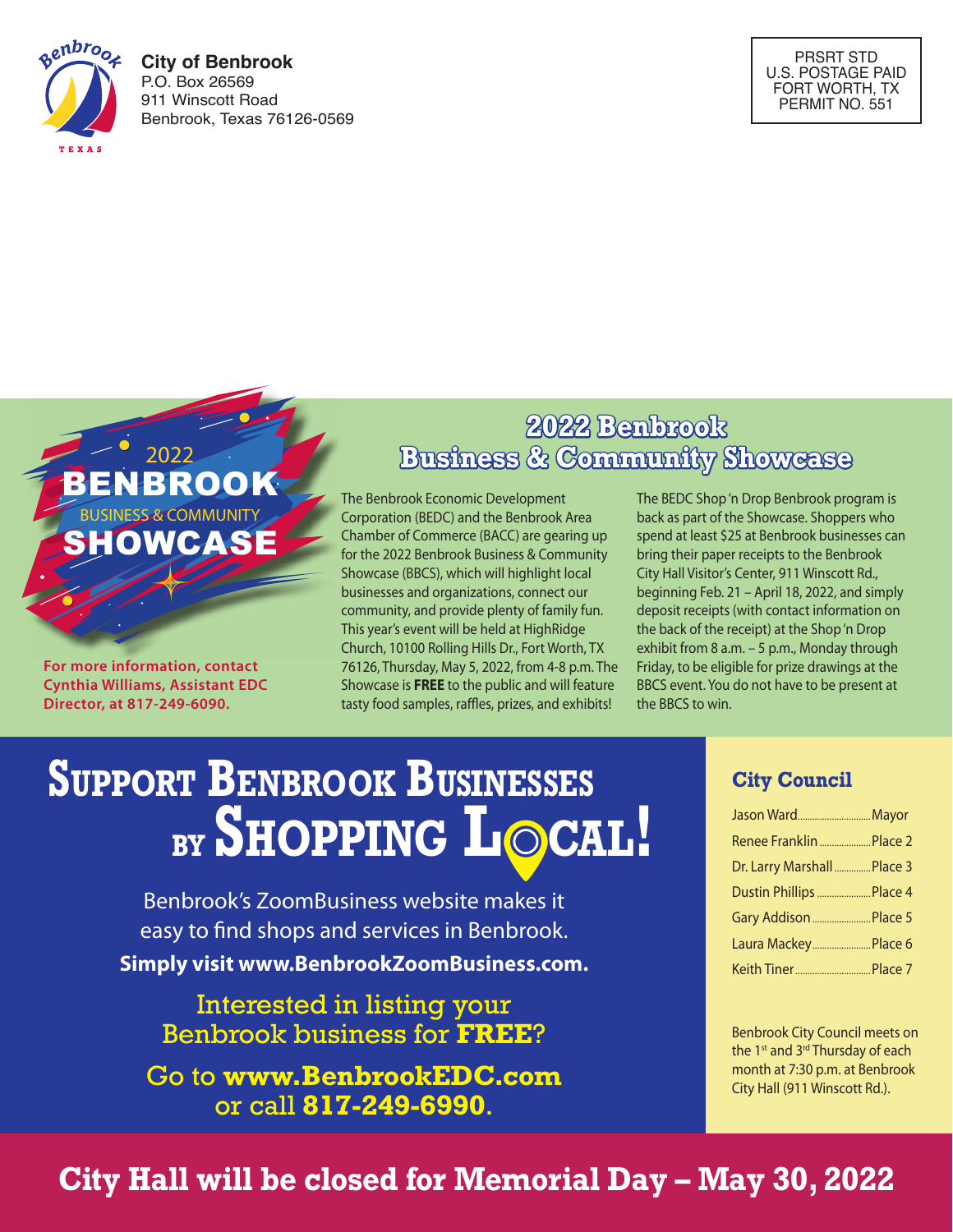**City of Benbrook**
P.O. Box 26569
911 Winscott Road
Benbrook, Texas 76126-0569

PRSRT STD
U.S. POSTAGE PAID
FORT WORTH, TX
PERMIT NO. 551

2022 BENBROOK BUSINESS & COMMUNITY SHOWCASE

**For more information, contact Cynthia Williams, Assistant EDC Director, at 817-249-6090.**

## 2022 Benbrook Business & Community Showcase

The Benbrook Economic Development Corporation (BEDC) and the Benbrook Area Chamber of Commerce (BACC) are gearing up for the 2022 Benbrook Business & Community Showcase (BBCS), which will highlight local businesses and organizations, connect our community, and provide plenty of family fun. This year's event will be held at HighRidge Church, 10100 Rolling Hills Dr., Fort Worth, TX 76126, Thursday, May 5, 2022, from 4-8 p.m. The Showcase is **FREE** to the public and will feature tasty food samples, raffles, prizes, and exhibits!

The BEDC Shop 'n Drop Benbrook program is back as part of the Showcase. Shoppers who spend at least $25 at Benbrook businesses can bring their paper receipts to the Benbrook City Hall Visitor's Center, 911 Winscott Rd., beginning Feb. 21 – April 18, 2022, and simply deposit receipts (with contact information on the back of the receipt) at the Shop 'n Drop exhibit from 8 a.m. – 5 p.m., Monday through Friday, to be eligible for prize drawings at the BBCS event. You do not have to be present at the BBCS to win.

# Support Benbrook Businesses by Shopping Local!

Benbrook's ZoomBusiness website makes it easy to find shops and services in Benbrook.

**Simply visit www.BenbrookZoomBusiness.com.**

Interested in listing your Benbrook business for **FREE**?

Go to **www.BenbrookEDC.com** or call **817-249-6990**.

### City Council

| | |
|---|---|
| Jason Ward | Mayor |
| Renee Franklin | Place 2 |
| Dr. Larry Marshall | Place 3 |
| Dustin Phillips | Place 4 |
| Gary Addison | Place 5 |
| Laura Mackey | Place 6 |
| Keith Tiner | Place 7 |

Benbrook City Council meets on the 1st and 3rd Thursday of each month at 7:30 p.m. at Benbrook City Hall (911 Winscott Rd.).

## City Hall will be closed for Memorial Day – May 30, 2022